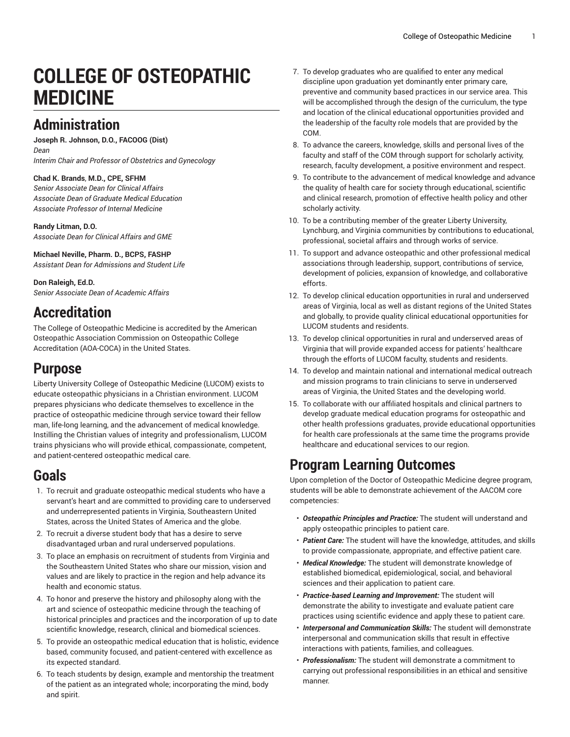# COLLEGE OF OSTEOPATHIC MEDICINE

## Administration

**Joseph R. Johnson, D.O., FACOOG (Dist)**
*Dean*
*Interim Chair and Professor of Obstetrics and Gynecology*

**Chad K. Brands**, **M.D., CPE, SFHM**
*Senior Associate Dean for Clinical Affairs*
*Associate Dean of Graduate Medical Education*
*Associate Professor of Internal Medicine*

**Randy Litman, D.O.**
*Associate Dean for Clinical Affairs and GME*

**Michael Neville, Pharm. D., BCPS, FASHP**
*Assistant Dean for Admissions and Student Life*

**Don Raleigh, Ed.D.**
*Senior Associate Dean of Academic Affairs*

## Accreditation

The College of Osteopathic Medicine is accredited by the American Osteopathic Association Commission on Osteopathic College Accreditation (AOA-COCA) in the United States.

## Purpose

Liberty University College of Osteopathic Medicine (LUCOM) exists to educate osteopathic physicians in a Christian environment. LUCOM prepares physicians who dedicate themselves to excellence in the practice of osteopathic medicine through service toward their fellow man, life-long learning, and the advancement of medical knowledge. Instilling the Christian values of integrity and professionalism, LUCOM trains physicians who will provide ethical, compassionate, competent, and patient-centered osteopathic medical care.

## Goals

1. To recruit and graduate osteopathic medical students who have a servant's heart and are committed to providing care to underserved and underrepresented patients in Virginia, Southeastern United States, across the United States of America and the globe.
2. To recruit a diverse student body that has a desire to serve disadvantaged urban and rural underserved populations.
3. To place an emphasis on recruitment of students from Virginia and the Southeastern United States who share our mission, vision and values and are likely to practice in the region and help advance its health and economic status.
4. To honor and preserve the history and philosophy along with the art and science of osteopathic medicine through the teaching of historical principles and practices and the incorporation of up to date scientific knowledge, research, clinical and biomedical sciences.
5. To provide an osteopathic medical education that is holistic, evidence based, community focused, and patient-centered with excellence as its expected standard.
6. To teach students by design, example and mentorship the treatment of the patient as an integrated whole; incorporating the mind, body and spirit.
7. To develop graduates who are qualified to enter any medical discipline upon graduation yet dominantly enter primary care, preventive and community based practices in our service area. This will be accomplished through the design of the curriculum, the type and location of the clinical educational opportunities provided and the leadership of the faculty role models that are provided by the COM.
8. To advance the careers, knowledge, skills and personal lives of the faculty and staff of the COM through support for scholarly activity, research, faculty development, a positive environment and respect.
9. To contribute to the advancement of medical knowledge and advance the quality of health care for society through educational, scientific and clinical research, promotion of effective health policy and other scholarly activity.
10. To be a contributing member of the greater Liberty University, Lynchburg, and Virginia communities by contributions to educational, professional, societal affairs and through works of service.
11. To support and advance osteopathic and other professional medical associations through leadership, support, contributions of service, development of policies, expansion of knowledge, and collaborative efforts.
12. To develop clinical education opportunities in rural and underserved areas of Virginia, local as well as distant regions of the United States and globally, to provide quality clinical educational opportunities for LUCOM students and residents.
13. To develop clinical opportunities in rural and underserved areas of Virginia that will provide expanded access for patients' healthcare through the efforts of LUCOM faculty, students and residents.
14. To develop and maintain national and international medical outreach and mission programs to train clinicians to serve in underserved areas of Virginia, the United States and the developing world.
15. To collaborate with our affiliated hospitals and clinical partners to develop graduate medical education programs for osteopathic and other health professions graduates, provide educational opportunities for health care professionals at the same time the programs provide healthcare and educational services to our region.

## Program Learning Outcomes

Upon completion of the Doctor of Osteopathic Medicine degree program, students will be able to demonstrate achievement of the AACOM core competencies:

- ***Osteopathic Principles and Practice:*** The student will understand and apply osteopathic principles to patient care.
- ***Patient Care:*** The student will have the knowledge, attitudes, and skills to provide compassionate, appropriate, and effective patient care.
- ***Medical Knowledge:*** The student will demonstrate knowledge of established biomedical, epidemiological, social, and behavioral sciences and their application to patient care.
- ***Practice-based Learning and Improvement:*** The student will demonstrate the ability to investigate and evaluate patient care practices using scientific evidence and apply these to patient care.
- ***Interpersonal and Communication Skills:*** The student will demonstrate interpersonal and communication skills that result in effective interactions with patients, families, and colleagues.
- ***Professionalism:*** The student will demonstrate a commitment to carrying out professional responsibilities in an ethical and sensitive manner.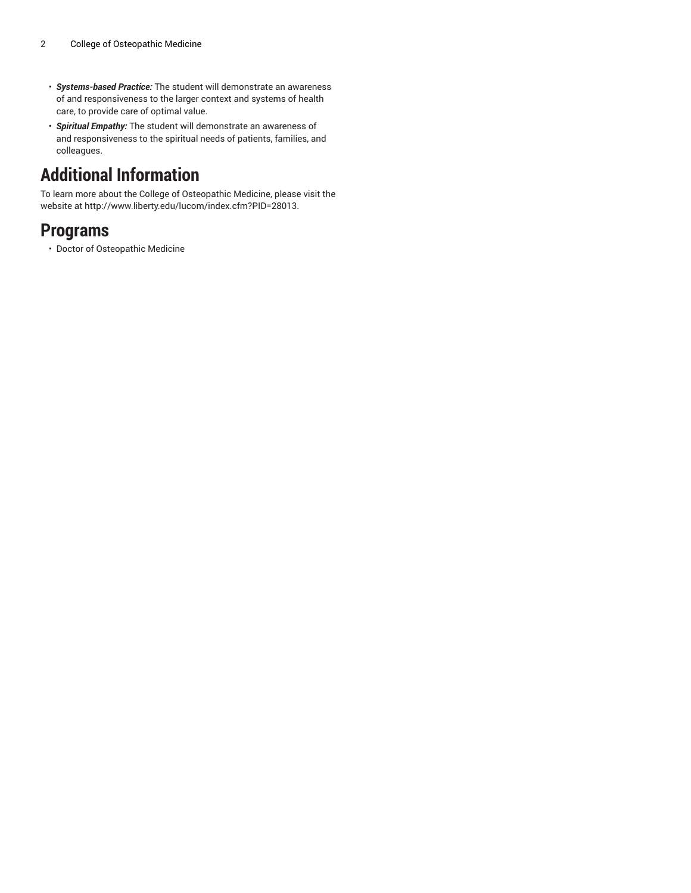- ***Systems-based Practice:*** The student will demonstrate an awareness of and responsiveness to the larger context and systems of health care, to provide care of optimal value.
- ***Spiritual Empathy:*** The student will demonstrate an awareness of and responsiveness to the spiritual needs of patients, families, and colleagues.

# Additional Information

To learn more about the College of Osteopathic Medicine, please visit the website at http://www.liberty.edu/lucom/index.cfm?PID=28013.

# Programs

- Doctor of Osteopathic Medicine